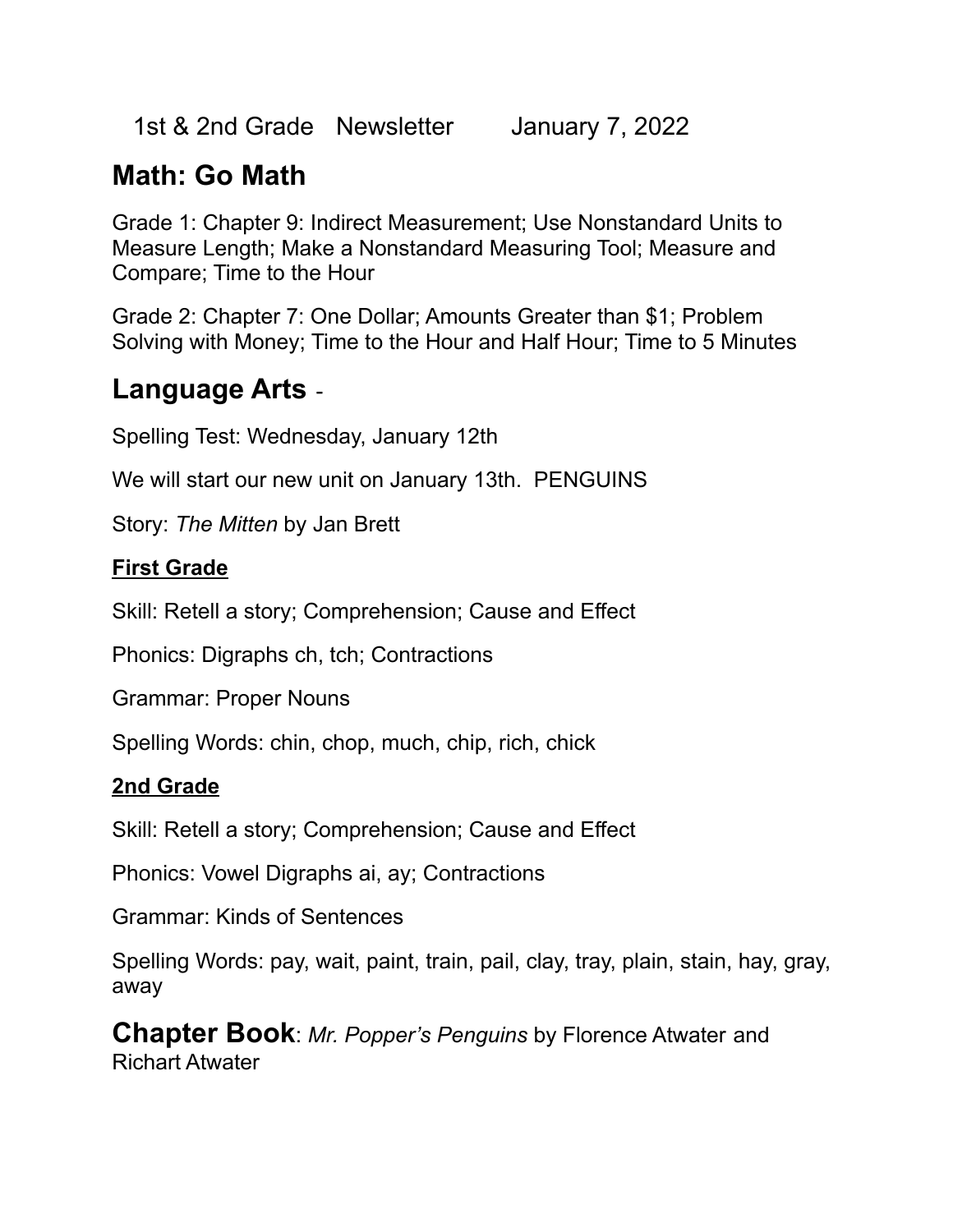1st & 2nd Grade Newsletter January 7, 2022

## Math: Go Math

Grade 1: Chapter 9: Indirect Measurement; Use Nonstandard Units to Measure Length; Make a Nonstandard Measuring Tool; Measure and Compare; Time to the Hour

Grade 2: Chapter 7: One Dollar; Amounts Greater than $1; Problem Solving with Money; Time to the Hour and Half Hour; Time to 5 Minutes

## Language Arts -

Spelling Test: Wednesday, January 12th

We will start our new unit on January 13th. PENGUINS

Story: *The Mitten* by Jan Brett

### First Grade

Skill: Retell a story; Comprehension; Cause and Effect

Phonics: Digraphs ch, tch; Contractions

Grammar: Proper Nouns

Spelling Words: chin, chop, much, chip, rich, chick

### 2nd Grade

Skill: Retell a story; Comprehension; Cause and Effect

Phonics: Vowel Digraphs ai, ay; Contractions

Grammar: Kinds of Sentences

Spelling Words: pay, wait, paint, train, pail, clay, tray, plain, stain, hay, gray, away

**Chapter Book**: *Mr. Popper's Penguins* by Florence Atwater and Richart Atwater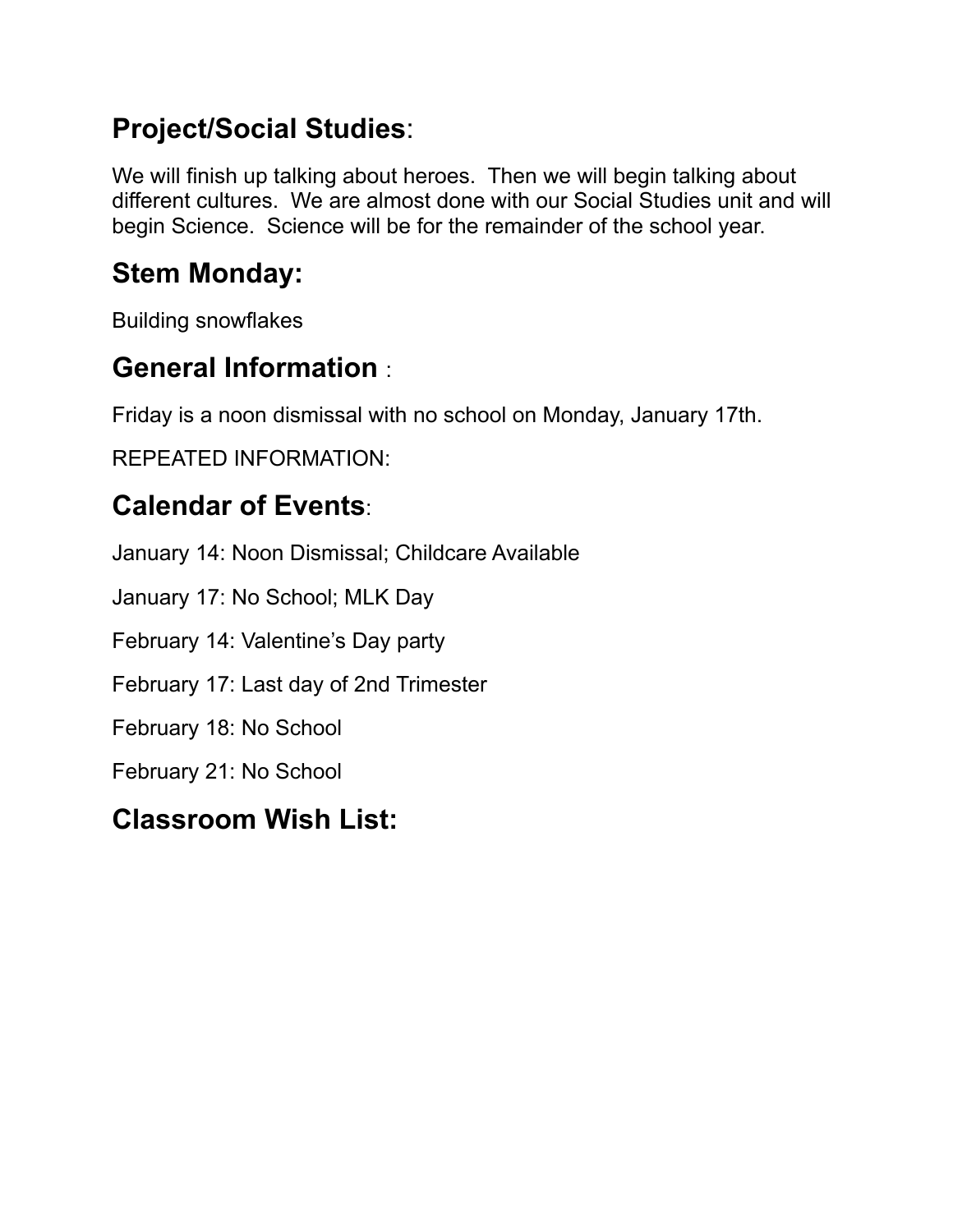## Project/Social Studies:

We will finish up talking about heroes. Then we will begin talking about different cultures. We are almost done with our Social Studies unit and will begin Science. Science will be for the remainder of the school year.

## Stem Monday:

Building snowflakes

## General Information :

Friday is a noon dismissal with no school on Monday, January 17th.

REPEATED INFORMATION:

## Calendar of Events:

January 14: Noon Dismissal; Childcare Available

January 17: No School; MLK Day

February 14: Valentine's Day party

February 17: Last day of 2nd Trimester

February 18: No School

February 21: No School

## Classroom Wish List: